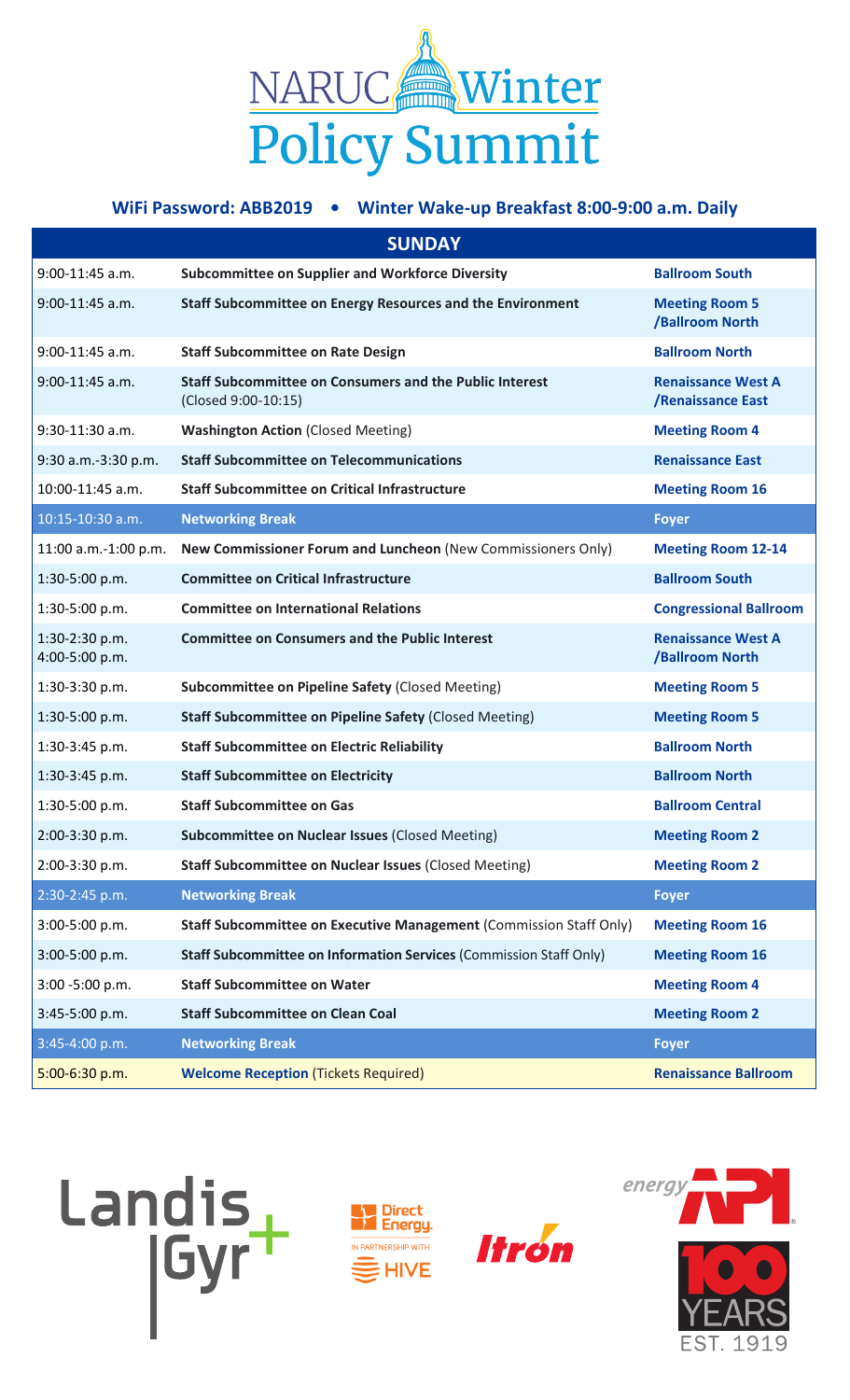# NARUC Winter Policy Summit

**WiFi Password: ABB2019 • Winter Wake-up Breakfast 8:00-9:00 a.m. Daily**

| SUNDAY | | |
|---|---|---|
| 9:00-11:45 a.m. | **Subcommittee on Supplier and Workforce Diversity** | **Ballroom South** |
| 9:00-11:45 a.m. | **Staff Subcommittee on Energy Resources and the Environment** | **Meeting Room 5 /Ballroom North** |
| 9:00-11:45 a.m. | **Staff Subcommittee on Rate Design** | **Ballroom North** |
| 9:00-11:45 a.m. | **Staff Subcommittee on Consumers and the Public Interest** (Closed 9:00-10:15) | **Renaissance West A /Renaissance East** |
| 9:30-11:30 a.m. | **Washington Action** (Closed Meeting) | **Meeting Room 4** |
| 9:30 a.m.-3:30 p.m. | **Staff Subcommittee on Telecommunications** | **Renaissance East** |
| 10:00-11:45 a.m. | **Staff Subcommittee on Critical Infrastructure** | **Meeting Room 16** |
| 10:15-10:30 a.m. | **Networking Break** | **Foyer** |
| 11:00 a.m.-1:00 p.m. | **New Commissioner Forum and Luncheon** (New Commissioners Only) | **Meeting Room 12-14** |
| 1:30-5:00 p.m. | **Committee on Critical Infrastructure** | **Ballroom South** |
| 1:30-5:00 p.m. | **Committee on International Relations** | **Congressional Ballroom** |
| 1:30-2:30 p.m. 4:00-5:00 p.m. | **Committee on Consumers and the Public Interest** | **Renaissance West A /Ballroom North** |
| 1:30-3:30 p.m. | **Subcommittee on Pipeline Safety** (Closed Meeting) | **Meeting Room 5** |
| 1:30-5:00 p.m. | **Staff Subcommittee on Pipeline Safety** (Closed Meeting) | **Meeting Room 5** |
| 1:30-3:45 p.m. | **Staff Subcommittee on Electric Reliability** | **Ballroom North** |
| 1:30-3:45 p.m. | **Staff Subcommittee on Electricity** | **Ballroom North** |
| 1:30-5:00 p.m. | **Staff Subcommittee on Gas** | **Ballroom Central** |
| 2:00-3:30 p.m. | **Subcommittee on Nuclear Issues** (Closed Meeting) | **Meeting Room 2** |
| 2:00-3:30 p.m. | **Staff Subcommittee on Nuclear Issues** (Closed Meeting) | **Meeting Room 2** |
| 2:30-2:45 p.m. | **Networking Break** | **Foyer** |
| 3:00-5:00 p.m. | **Staff Subcommittee on Executive Management** (Commission Staff Only) | **Meeting Room 16** |
| 3:00-5:00 p.m. | **Staff Subcommittee on Information Services** (Commission Staff Only) | **Meeting Room 16** |
| 3:00 -5:00 p.m. | **Staff Subcommittee on Water** | **Meeting Room 4** |
| 3:45-5:00 p.m. | **Staff Subcommittee on Clean Coal** | **Meeting Room 2** |
| 3:45-4:00 p.m. | **Networking Break** | **Foyer** |
| 5:00-6:30 p.m. | **Welcome Reception** (Tickets Required) | **Renaissance Ballroom** |

Landis+Gyr

Direct Energy. IN PARTNERSHIP WITH HIVE

Itron

energy API 100 YEARS EST. 1919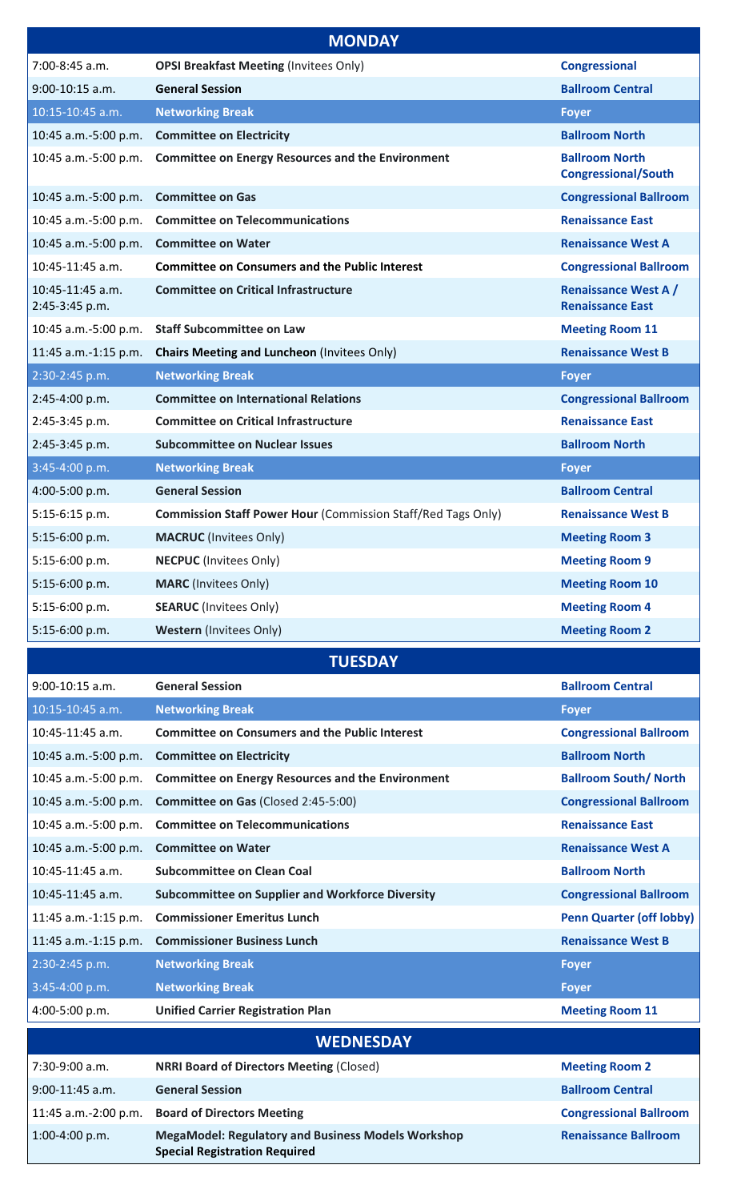## MONDAY

| | | |
|---|---|---|
| 7:00-8:45 a.m. | **OPSI Breakfast Meeting** (Invitees Only) | **Congressional** |
| 9:00-10:15 a.m. | **General Session** | **Ballroom Central** |
| 10:15-10:45 a.m. | **Networking Break** | **Foyer** |
| 10:45 a.m.-5:00 p.m. | **Committee on Electricity** | **Ballroom North** |
| 10:45 a.m.-5:00 p.m. | **Committee on Energy Resources and the Environment** | **Ballroom North Congressional/South** |
| 10:45 a.m.-5:00 p.m. | **Committee on Gas** | **Congressional Ballroom** |
| 10:45 a.m.-5:00 p.m. | **Committee on Telecommunications** | **Renaissance East** |
| 10:45 a.m.-5:00 p.m. | **Committee on Water** | **Renaissance West A** |
| 10:45-11:45 a.m. | **Committee on Consumers and the Public Interest** | **Congressional Ballroom** |
| 10:45-11:45 a.m. 2:45-3:45 p.m. | **Committee on Critical Infrastructure** | **Renaissance West A / Renaissance East** |
| 10:45 a.m.-5:00 p.m. | **Staff Subcommittee on Law** | **Meeting Room 11** |
| 11:45 a.m.-1:15 p.m. | **Chairs Meeting and Luncheon** (Invitees Only) | **Renaissance West B** |
| 2:30-2:45 p.m. | **Networking Break** | **Foyer** |
| 2:45-4:00 p.m. | **Committee on International Relations** | **Congressional Ballroom** |
| 2:45-3:45 p.m. | **Committee on Critical Infrastructure** | **Renaissance East** |
| 2:45-3:45 p.m. | **Subcommittee on Nuclear Issues** | **Ballroom North** |
| 3:45-4:00 p.m. | **Networking Break** | **Foyer** |
| 4:00-5:00 p.m. | **General Session** | **Ballroom Central** |
| 5:15-6:15 p.m. | **Commission Staff Power Hour** (Commission Staff/Red Tags Only) | **Renaissance West B** |
| 5:15-6:00 p.m. | **MACRUC** (Invitees Only) | **Meeting Room 3** |
| 5:15-6:00 p.m. | **NECPUC** (Invitees Only) | **Meeting Room 9** |
| 5:15-6:00 p.m. | **MARC** (Invitees Only) | **Meeting Room 10** |
| 5:15-6:00 p.m. | **SEARUC** (Invitees Only) | **Meeting Room 4** |
| 5:15-6:00 p.m. | **Western** (Invitees Only) | **Meeting Room 2** |

## TUESDAY

| | | |
|---|---|---|
| 9:00-10:15 a.m. | **General Session** | **Ballroom Central** |
| 10:15-10:45 a.m. | **Networking Break** | **Foyer** |
| 10:45-11:45 a.m. | **Committee on Consumers and the Public Interest** | **Congressional Ballroom** |
| 10:45 a.m.-5:00 p.m. | **Committee on Electricity** | **Ballroom North** |
| 10:45 a.m.-5:00 p.m. | **Committee on Energy Resources and the Environment** | **Ballroom South/ North** |
| 10:45 a.m.-5:00 p.m. | **Committee on Gas** (Closed 2:45-5:00) | **Congressional Ballroom** |
| 10:45 a.m.-5:00 p.m. | **Committee on Telecommunications** | **Renaissance East** |
| 10:45 a.m.-5:00 p.m. | **Committee on Water** | **Renaissance West A** |
| 10:45-11:45 a.m. | **Subcommittee on Clean Coal** | **Ballroom North** |
| 10:45-11:45 a.m. | **Subcommittee on Supplier and Workforce Diversity** | **Congressional Ballroom** |
| 11:45 a.m.-1:15 p.m. | **Commissioner Emeritus Lunch** | **Penn Quarter (off lobby)** |
| 11:45 a.m.-1:15 p.m. | **Commissioner Business Lunch** | **Renaissance West B** |
| 2:30-2:45 p.m. | **Networking Break** | **Foyer** |
| 3:45-4:00 p.m. | **Networking Break** | **Foyer** |
| 4:00-5:00 p.m. | **Unified Carrier Registration Plan** | **Meeting Room 11** |

## WEDNESDAY

| | | |
|---|---|---|
| 7:30-9:00 a.m. | **NRRI Board of Directors Meeting** (Closed) | **Meeting Room 2** |
| 9:00-11:45 a.m. | **General Session** | **Ballroom Central** |
| 11:45 a.m.-2:00 p.m. | **Board of Directors Meeting** | **Congressional Ballroom** |
| 1:00-4:00 p.m. | **MegaModel: Regulatory and Business Models Workshop Special Registration Required** | **Renaissance Ballroom** |